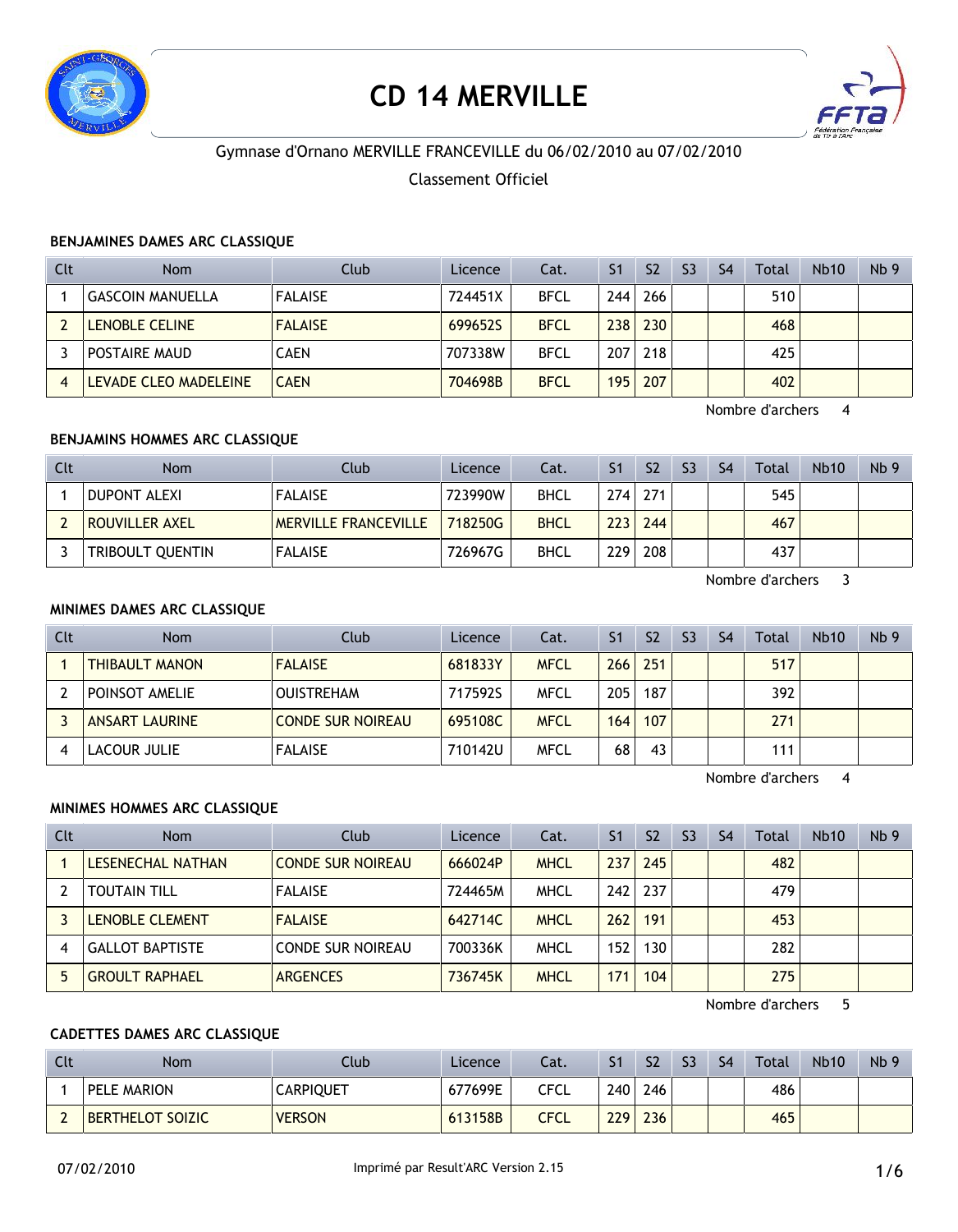# CD 14 MERVILLE

Gymnase d'Ornano MERVILLE FRANCEVILLE du 06/02/2010 au 07/02/2010

Classement Officiel

### BENJAMINES DAMES ARC CLASSIQUE

| Clt | Nom | Club | Licence | Cat. | S1 | S2 | S3 | S4 | Total | Nb10 | Nb 9 |
|---|---|---|---|---|---|---|---|---|---|---|---|
| 1 | GASCOIN MANUELLA | FALAISE | 724451X | BFCL | 244 | 266 | | | 510 | | |
| 2 | LENOBLE CELINE | FALAISE | 699652S | BFCL | 238 | 230 | | | 468 | | |
| 3 | POSTAIRE MAUD | CAEN | 707338W | BFCL | 207 | 218 | | | 425 | | |
| 4 | LEVADE CLEO MADELEINE | CAEN | 704698B | BFCL | 195 | 207 | | | 402 | | |

Nombre d'archers 4

### BENJAMINS HOMMES ARC CLASSIQUE

| Clt | Nom | Club | Licence | Cat. | S1 | S2 | S3 | S4 | Total | Nb10 | Nb 9 |
|---|---|---|---|---|---|---|---|---|---|---|---|
| 1 | DUPONT ALEXI | FALAISE | 723990W | BHCL | 274 | 271 | | | 545 | | |
| 2 | ROUVILLER AXEL | MERVILLE FRANCEVILLE | 718250G | BHCL | 223 | 244 | | | 467 | | |
| 3 | TRIBOULT QUENTIN | FALAISE | 726967G | BHCL | 229 | 208 | | | 437 | | |

Nombre d'archers 3

### MINIMES DAMES ARC CLASSIQUE

| Clt | Nom | Club | Licence | Cat. | S1 | S2 | S3 | S4 | Total | Nb10 | Nb 9 |
|---|---|---|---|---|---|---|---|---|---|---|---|
| 1 | THIBAULT MANON | FALAISE | 681833Y | MFCL | 266 | 251 | | | 517 | | |
| 2 | POINSOT AMELIE | OUISTREHAM | 717592S | MFCL | 205 | 187 | | | 392 | | |
| 3 | ANSART LAURINE | CONDE SUR NOIREAU | 695108C | MFCL | 164 | 107 | | | 271 | | |
| 4 | LACOUR JULIE | FALAISE | 710142U | MFCL | 68 | 43 | | | 111 | | |

Nombre d'archers 4

### MINIMES HOMMES ARC CLASSIQUE

| Clt | Nom | Club | Licence | Cat. | S1 | S2 | S3 | S4 | Total | Nb10 | Nb 9 |
|---|---|---|---|---|---|---|---|---|---|---|---|
| 1 | LESENECHAL NATHAN | CONDE SUR NOIREAU | 666024P | MHCL | 237 | 245 | | | 482 | | |
| 2 | TOUTAIN TILL | FALAISE | 724465M | MHCL | 242 | 237 | | | 479 | | |
| 3 | LENOBLE CLEMENT | FALAISE | 642714C | MHCL | 262 | 191 | | | 453 | | |
| 4 | GALLOT BAPTISTE | CONDE SUR NOIREAU | 700336K | MHCL | 152 | 130 | | | 282 | | |
| 5 | GROULT RAPHAEL | ARGENCES | 736745K | MHCL | 171 | 104 | | | 275 | | |

Nombre d'archers 5

### CADETTES DAMES ARC CLASSIQUE

| Clt | Nom | Club | Licence | Cat. | S1 | S2 | S3 | S4 | Total | Nb10 | Nb 9 |
|---|---|---|---|---|---|---|---|---|---|---|---|
| 1 | PELE MARION | CARPIQUET | 677699E | CFCL | 240 | 246 | | | 486 | | |
| 2 | BERTHELOT SOIZIC | VERSON | 613158B | CFCL | 229 | 236 | | | 465 | | |

07/02/2010 Imprimé par Result'ARC Version 2.15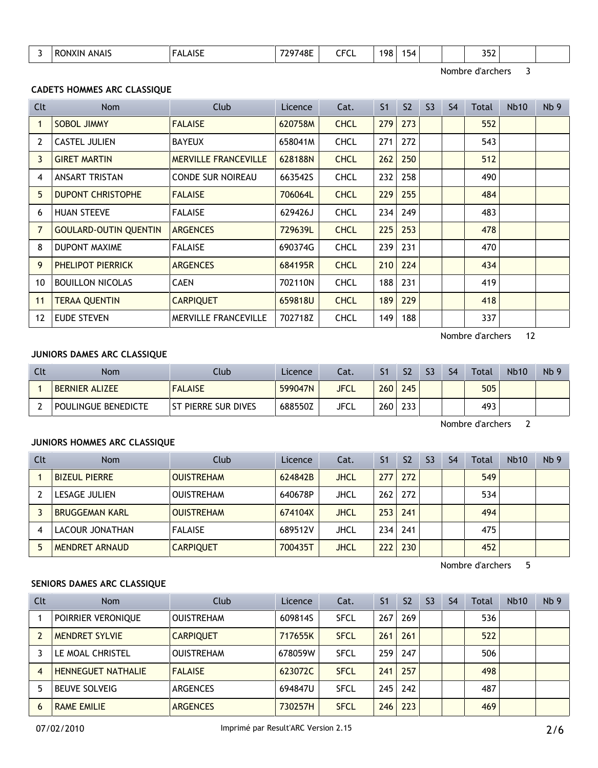| Clt | Nom | Club | Licence | Cat. | S1 | S2 | S3 | S4 | Total | Nb10 | Nb 9 |
|---|---|---|---|---|---|---|---|---|---|---|---|
| 3 | RONXIN ANAIS | FALAISE | 729748E | CFCL | 198 | 154 | | | 352 | | |

Nombre d'archers 3

**CADETS HOMMES ARC CLASSIQUE**

| Clt | Nom | Club | Licence | Cat. | S1 | S2 | S3 | S4 | Total | Nb10 | Nb 9 |
|---|---|---|---|---|---|---|---|---|---|---|---|
| 1 | SOBOL JIMMY | FALAISE | 620758M | CHCL | 279 | 273 | | | 552 | | |
| 2 | CASTEL JULIEN | BAYEUX | 658041M | CHCL | 271 | 272 | | | 543 | | |
| 3 | GIRET MARTIN | MERVILLE FRANCEVILLE | 628188N | CHCL | 262 | 250 | | | 512 | | |
| 4 | ANSART TRISTAN | CONDE SUR NOIREAU | 663542S | CHCL | 232 | 258 | | | 490 | | |
| 5 | DUPONT CHRISTOPHE | FALAISE | 706064L | CHCL | 229 | 255 | | | 484 | | |
| 6 | HUAN STEEVE | FALAISE | 629426J | CHCL | 234 | 249 | | | 483 | | |
| 7 | GOULARD-OUTIN QUENTIN | ARGENCES | 729639L | CHCL | 225 | 253 | | | 478 | | |
| 8 | DUPONT MAXIME | FALAISE | 690374G | CHCL | 239 | 231 | | | 470 | | |
| 9 | PHELIPOT PIERRICK | ARGENCES | 684195R | CHCL | 210 | 224 | | | 434 | | |
| 10 | BOUILLON NICOLAS | CAEN | 702110N | CHCL | 188 | 231 | | | 419 | | |
| 11 | TERAA QUENTIN | CARPIQUET | 659818U | CHCL | 189 | 229 | | | 418 | | |
| 12 | EUDE STEVEN | MERVILLE FRANCEVILLE | 702718Z | CHCL | 149 | 188 | | | 337 | | |

Nombre d'archers 12

**JUNIORS DAMES ARC CLASSIQUE**

| Clt | Nom | Club | Licence | Cat. | S1 | S2 | S3 | S4 | Total | Nb10 | Nb 9 |
|---|---|---|---|---|---|---|---|---|---|---|---|
| 1 | BERNIER ALIZEE | FALAISE | 599047N | JFCL | 260 | 245 | | | 505 | | |
| 2 | POULINGUE BENEDICTE | ST PIERRE SUR DIVES | 688550Z | JFCL | 260 | 233 | | | 493 | | |

Nombre d'archers 2

**JUNIORS HOMMES ARC CLASSIQUE**

| Clt | Nom | Club | Licence | Cat. | S1 | S2 | S3 | S4 | Total | Nb10 | Nb 9 |
|---|---|---|---|---|---|---|---|---|---|---|---|
| 1 | BIZEUL PIERRE | OUISTREHAM | 624842B | JHCL | 277 | 272 | | | 549 | | |
| 2 | LESAGE JULIEN | OUISTREHAM | 640678P | JHCL | 262 | 272 | | | 534 | | |
| 3 | BRUGGEMAN KARL | OUISTREHAM | 674104X | JHCL | 253 | 241 | | | 494 | | |
| 4 | LACOUR JONATHAN | FALAISE | 689512V | JHCL | 234 | 241 | | | 475 | | |
| 5 | MENDRET ARNAUD | CARPIQUET | 700435T | JHCL | 222 | 230 | | | 452 | | |

Nombre d'archers 5

**SENIORS DAMES ARC CLASSIQUE**

| Clt | Nom | Club | Licence | Cat. | S1 | S2 | S3 | S4 | Total | Nb10 | Nb 9 |
|---|---|---|---|---|---|---|---|---|---|---|---|
| 1 | POIRRIER VERONIQUE | OUISTREHAM | 609814S | SFCL | 267 | 269 | | | 536 | | |
| 2 | MENDRET SYLVIE | CARPIQUET | 717655K | SFCL | 261 | 261 | | | 522 | | |
| 3 | LE MOAL CHRISTEL | OUISTREHAM | 678059W | SFCL | 259 | 247 | | | 506 | | |
| 4 | HENNEGUET NATHALIE | FALAISE | 623072C | SFCL | 241 | 257 | | | 498 | | |
| 5 | BEUVE SOLVEIG | ARGENCES | 694847U | SFCL | 245 | 242 | | | 487 | | |
| 6 | RAME EMILIE | ARGENCES | 730257H | SFCL | 246 | 223 | | | 469 | | |

07/02/2010 Imprimé par Result'ARC Version 2.15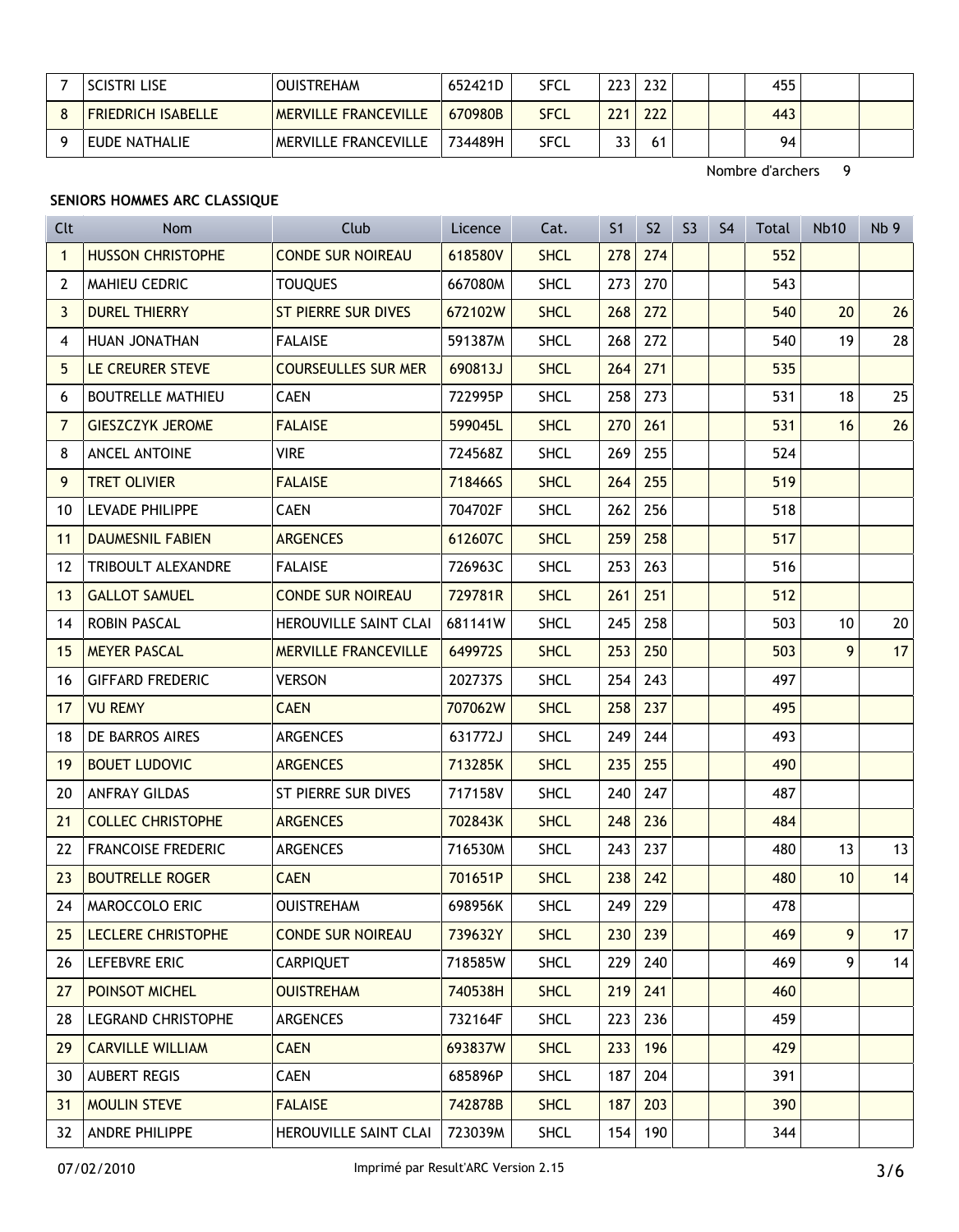| 7 | SCISTRI LISE | OUISTREHAM | 652421D | SFCL | 223 | 232 | | | 455 | | |
|---|---|---|---|---|---|---|---|---|---|---|---|
| 8 | FRIEDRICH ISABELLE | MERVILLE FRANCEVILLE | 670980B | SFCL | 221 | 222 | | | 443 | | |
| 9 | EUDE NATHALIE | MERVILLE FRANCEVILLE | 734489H | SFCL | 33 | 61 | | | 94 | | |

Nombre d'archers 9

**SENIORS HOMMES ARC CLASSIQUE**

| Clt | Nom | Club | Licence | Cat. | S1 | S2 | S3 | S4 | Total | Nb10 | Nb 9 |
|---|---|---|---|---|---|---|---|---|---|---|---|
| 1 | HUSSON CHRISTOPHE | CONDE SUR NOIREAU | 618580V | SHCL | 278 | 274 | | | 552 | | |
| 2 | MAHIEU CEDRIC | TOUQUES | 667080M | SHCL | 273 | 270 | | | 543 | | |
| 3 | DUREL THIERRY | ST PIERRE SUR DIVES | 672102W | SHCL | 268 | 272 | | | 540 | 20 | 26 |
| 4 | HUAN JONATHAN | FALAISE | 591387M | SHCL | 268 | 272 | | | 540 | 19 | 28 |
| 5 | LE CREURER STEVE | COURSEULLES SUR MER | 690813J | SHCL | 264 | 271 | | | 535 | | |
| 6 | BOUTRELLE MATHIEU | CAEN | 722995P | SHCL | 258 | 273 | | | 531 | 18 | 25 |
| 7 | GIESZCZYK JEROME | FALAISE | 599045L | SHCL | 270 | 261 | | | 531 | 16 | 26 |
| 8 | ANCEL ANTOINE | VIRE | 724568Z | SHCL | 269 | 255 | | | 524 | | |
| 9 | TRET OLIVIER | FALAISE | 718466S | SHCL | 264 | 255 | | | 519 | | |
| 10 | LEVADE PHILIPPE | CAEN | 704702F | SHCL | 262 | 256 | | | 518 | | |
| 11 | DAUMESNIL FABIEN | ARGENCES | 612607C | SHCL | 259 | 258 | | | 517 | | |
| 12 | TRIBOULT ALEXANDRE | FALAISE | 726963C | SHCL | 253 | 263 | | | 516 | | |
| 13 | GALLOT SAMUEL | CONDE SUR NOIREAU | 729781R | SHCL | 261 | 251 | | | 512 | | |
| 14 | ROBIN PASCAL | HEROUVILLE SAINT CLAI | 681141W | SHCL | 245 | 258 | | | 503 | 10 | 20 |
| 15 | MEYER PASCAL | MERVILLE FRANCEVILLE | 649972S | SHCL | 253 | 250 | | | 503 | 9 | 17 |
| 16 | GIFFARD FREDERIC | VERSON | 202737S | SHCL | 254 | 243 | | | 497 | | |
| 17 | VU REMY | CAEN | 707062W | SHCL | 258 | 237 | | | 495 | | |
| 18 | DE BARROS AIRES | ARGENCES | 631772J | SHCL | 249 | 244 | | | 493 | | |
| 19 | BOUET LUDOVIC | ARGENCES | 713285K | SHCL | 235 | 255 | | | 490 | | |
| 20 | ANFRAY GILDAS | ST PIERRE SUR DIVES | 717158V | SHCL | 240 | 247 | | | 487 | | |
| 21 | COLLEC CHRISTOPHE | ARGENCES | 702843K | SHCL | 248 | 236 | | | 484 | | |
| 22 | FRANCOISE FREDERIC | ARGENCES | 716530M | SHCL | 243 | 237 | | | 480 | 13 | 13 |
| 23 | BOUTRELLE ROGER | CAEN | 701651P | SHCL | 238 | 242 | | | 480 | 10 | 14 |
| 24 | MAROCCOLO ERIC | OUISTREHAM | 698956K | SHCL | 249 | 229 | | | 478 | | |
| 25 | LECLERE CHRISTOPHE | CONDE SUR NOIREAU | 739632Y | SHCL | 230 | 239 | | | 469 | 9 | 17 |
| 26 | LEFEBVRE ERIC | CARPIQUET | 718585W | SHCL | 229 | 240 | | | 469 | 9 | 14 |
| 27 | POINSOT MICHEL | OUISTREHAM | 740538H | SHCL | 219 | 241 | | | 460 | | |
| 28 | LEGRAND CHRISTOPHE | ARGENCES | 732164F | SHCL | 223 | 236 | | | 459 | | |
| 29 | CARVILLE WILLIAM | CAEN | 693837W | SHCL | 233 | 196 | | | 429 | | |
| 30 | AUBERT REGIS | CAEN | 685896P | SHCL | 187 | 204 | | | 391 | | |
| 31 | MOULIN STEVE | FALAISE | 742878B | SHCL | 187 | 203 | | | 390 | | |
| 32 | ANDRE PHILIPPE | HEROUVILLE SAINT CLAI | 723039M | SHCL | 154 | 190 | | | 344 | | |

07/02/2010 Imprimé par Result'ARC Version 2.15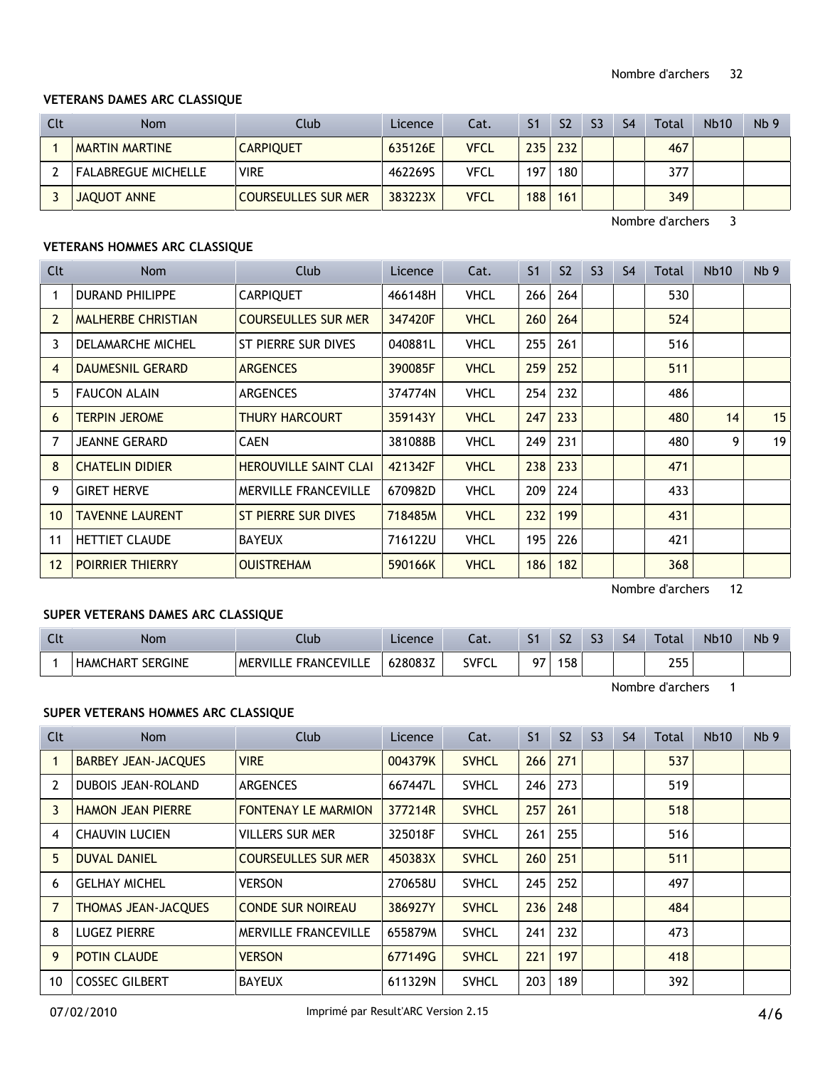Nombre d'archers 32

### VETERANS DAMES ARC CLASSIQUE

| Clt | Nom | Club | Licence | Cat. | S1 | S2 | S3 | S4 | Total | Nb10 | Nb 9 |
|---|---|---|---|---|---|---|---|---|---|---|---|
| 1 | MARTIN MARTINE | CARPIQUET | 635126E | VFCL | 235 | 232 | | | 467 | | |
| 2 | FALABREGUE MICHELLE | VIRE | 462269S | VFCL | 197 | 180 | | | 377 | | |
| 3 | JAQUOT ANNE | COURSEULLES SUR MER | 383223X | VFCL | 188 | 161 | | | 349 | | |

Nombre d'archers 3

### VETERANS HOMMES ARC CLASSIQUE

| Clt | Nom | Club | Licence | Cat. | S1 | S2 | S3 | S4 | Total | Nb10 | Nb 9 |
|---|---|---|---|---|---|---|---|---|---|---|---|
| 1 | DURAND PHILIPPE | CARPIQUET | 466148H | VHCL | 266 | 264 | | | 530 | | |
| 2 | MALHERBE CHRISTIAN | COURSEULLES SUR MER | 347420F | VHCL | 260 | 264 | | | 524 | | |
| 3 | DELAMARCHE MICHEL | ST PIERRE SUR DIVES | 040881L | VHCL | 255 | 261 | | | 516 | | |
| 4 | DAUMESNIL GERARD | ARGENCES | 390085F | VHCL | 259 | 252 | | | 511 | | |
| 5 | FAUCON ALAIN | ARGENCES | 374774N | VHCL | 254 | 232 | | | 486 | | |
| 6 | TERPIN JEROME | THURY HARCOURT | 359143Y | VHCL | 247 | 233 | | | 480 | 14 | 15 |
| 7 | JEANNE GERARD | CAEN | 381088B | VHCL | 249 | 231 | | | 480 | 9 | 19 |
| 8 | CHATELIN DIDIER | HEROUVILLE SAINT CLAI | 421342F | VHCL | 238 | 233 | | | 471 | | |
| 9 | GIRET HERVE | MERVILLE FRANCEVILLE | 670982D | VHCL | 209 | 224 | | | 433 | | |
| 10 | TAVENNE LAURENT | ST PIERRE SUR DIVES | 718485M | VHCL | 232 | 199 | | | 431 | | |
| 11 | HETTIET CLAUDE | BAYEUX | 716122U | VHCL | 195 | 226 | | | 421 | | |
| 12 | POIRRIER THIERRY | OUISTREHAM | 590166K | VHCL | 186 | 182 | | | 368 | | |

Nombre d'archers 12

### SUPER VETERANS DAMES ARC CLASSIQUE

| Clt | Nom | Club | Licence | Cat. | S1 | S2 | S3 | S4 | Total | Nb10 | Nb 9 |
|---|---|---|---|---|---|---|---|---|---|---|---|
| 1 | HAMCHART SERGINE | MERVILLE FRANCEVILLE | 628083Z | SVFCL | 97 | 158 | | | 255 | | |

Nombre d'archers 1

### SUPER VETERANS HOMMES ARC CLASSIQUE

| Clt | Nom | Club | Licence | Cat. | S1 | S2 | S3 | S4 | Total | Nb10 | Nb 9 |
|---|---|---|---|---|---|---|---|---|---|---|---|
| 1 | BARBEY JEAN-JACQUES | VIRE | 004379K | SVHCL | 266 | 271 | | | 537 | | |
| 2 | DUBOIS JEAN-ROLAND | ARGENCES | 667447L | SVHCL | 246 | 273 | | | 519 | | |
| 3 | HAMON JEAN PIERRE | FONTENAY LE MARMION | 377214R | SVHCL | 257 | 261 | | | 518 | | |
| 4 | CHAUVIN LUCIEN | VILLERS SUR MER | 325018F | SVHCL | 261 | 255 | | | 516 | | |
| 5 | DUVAL DANIEL | COURSEULLES SUR MER | 450383X | SVHCL | 260 | 251 | | | 511 | | |
| 6 | GELHAY MICHEL | VERSON | 270658U | SVHCL | 245 | 252 | | | 497 | | |
| 7 | THOMAS JEAN-JACQUES | CONDE SUR NOIREAU | 386927Y | SVHCL | 236 | 248 | | | 484 | | |
| 8 | LUGEZ PIERRE | MERVILLE FRANCEVILLE | 655879M | SVHCL | 241 | 232 | | | 473 | | |
| 9 | POTIN CLAUDE | VERSON | 677149G | SVHCL | 221 | 197 | | | 418 | | |
| 10 | COSSEC GILBERT | BAYEUX | 611329N | SVHCL | 203 | 189 | | | 392 | | |

07/02/2010 Imprimé par Result'ARC Version 2.15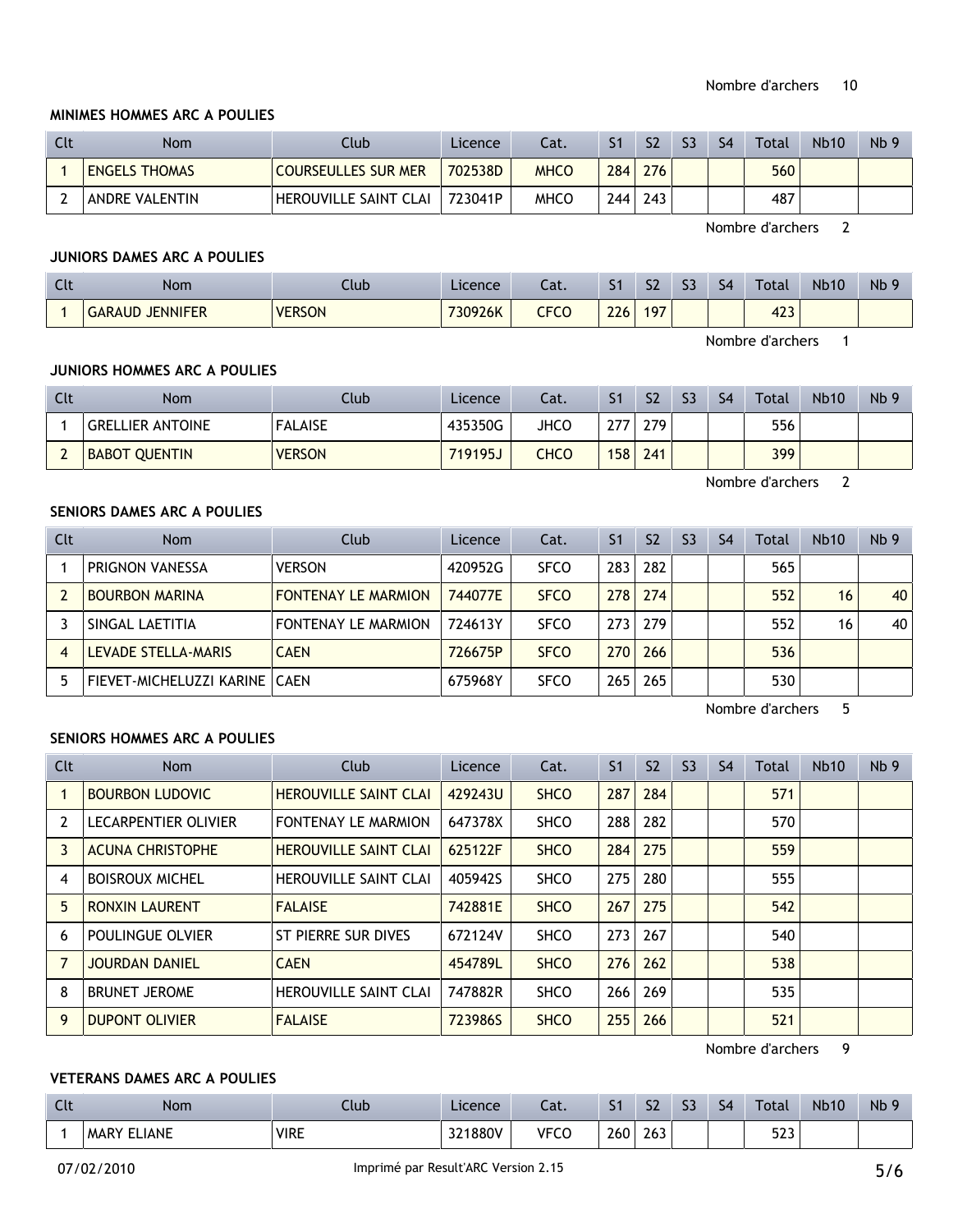Nombre d'archers 10

**MINIMES HOMMES ARC A POULIES**

| Clt | Nom | Club | Licence | Cat. | S1 | S2 | S3 | S4 | Total | Nb10 | Nb 9 |
|---|---|---|---|---|---|---|---|---|---|---|---|
| 1 | ENGELS THOMAS | COURSEULLES SUR MER | 702538D | MHCO | 284 | 276 | | | 560 | | |
| 2 | ANDRE VALENTIN | HEROUVILLE SAINT CLAI | 723041P | MHCO | 244 | 243 | | | 487 | | |

Nombre d'archers 2

**JUNIORS DAMES ARC A POULIES**

| Clt | Nom | Club | Licence | Cat. | S1 | S2 | S3 | S4 | Total | Nb10 | Nb 9 |
|---|---|---|---|---|---|---|---|---|---|---|---|
| 1 | GARAUD JENNIFER | VERSON | 730926K | CFCO | 226 | 197 | | | 423 | | |

Nombre d'archers 1

**JUNIORS HOMMES ARC A POULIES**

| Clt | Nom | Club | Licence | Cat. | S1 | S2 | S3 | S4 | Total | Nb10 | Nb 9 |
|---|---|---|---|---|---|---|---|---|---|---|---|
| 1 | GRELLIER ANTOINE | FALAISE | 435350G | JHCO | 277 | 279 | | | 556 | | |
| 2 | BABOT QUENTIN | VERSON | 719195J | CHCO | 158 | 241 | | | 399 | | |

Nombre d'archers 2

**SENIORS DAMES ARC A POULIES**

| Clt | Nom | Club | Licence | Cat. | S1 | S2 | S3 | S4 | Total | Nb10 | Nb 9 |
|---|---|---|---|---|---|---|---|---|---|---|---|
| 1 | PRIGNON VANESSA | VERSON | 420952G | SFCO | 283 | 282 | | | 565 | | |
| 2 | BOURBON MARINA | FONTENAY LE MARMION | 744077E | SFCO | 278 | 274 | | | 552 | 16 | 40 |
| 3 | SINGAL LAETITIA | FONTENAY LE MARMION | 724613Y | SFCO | 273 | 279 | | | 552 | 16 | 40 |
| 4 | LEVADE STELLA-MARIS | CAEN | 726675P | SFCO | 270 | 266 | | | 536 | | |
| 5 | FIEVET-MICHELUZZI KARINE | CAEN | 675968Y | SFCO | 265 | 265 | | | 530 | | |

Nombre d'archers 5

**SENIORS HOMMES ARC A POULIES**

| Clt | Nom | Club | Licence | Cat. | S1 | S2 | S3 | S4 | Total | Nb10 | Nb 9 |
|---|---|---|---|---|---|---|---|---|---|---|---|
| 1 | BOURBON LUDOVIC | HEROUVILLE SAINT CLAI | 429243U | SHCO | 287 | 284 | | | 571 | | |
| 2 | LECARPENTIER OLIVIER | FONTENAY LE MARMION | 647378X | SHCO | 288 | 282 | | | 570 | | |
| 3 | ACUNA CHRISTOPHE | HEROUVILLE SAINT CLAI | 625122F | SHCO | 284 | 275 | | | 559 | | |
| 4 | BOISROUX MICHEL | HEROUVILLE SAINT CLAI | 405942S | SHCO | 275 | 280 | | | 555 | | |
| 5 | RONXIN LAURENT | FALAISE | 742881E | SHCO | 267 | 275 | | | 542 | | |
| 6 | POULINGUE OLVIER | ST PIERRE SUR DIVES | 672124V | SHCO | 273 | 267 | | | 540 | | |
| 7 | JOURDAN DANIEL | CAEN | 454789L | SHCO | 276 | 262 | | | 538 | | |
| 8 | BRUNET JEROME | HEROUVILLE SAINT CLAI | 747882R | SHCO | 266 | 269 | | | 535 | | |
| 9 | DUPONT OLIVIER | FALAISE | 723986S | SHCO | 255 | 266 | | | 521 | | |

Nombre d'archers 9

**VETERANS DAMES ARC A POULIES**

| Clt | Nom | Club | Licence | Cat. | S1 | S2 | S3 | S4 | Total | Nb10 | Nb 9 |
|---|---|---|---|---|---|---|---|---|---|---|---|
| 1 | MARY ELIANE | VIRE | 321880V | VFCO | 260 | 263 | | | 523 | | |

07/02/2010 Imprimé par Result'ARC Version 2.15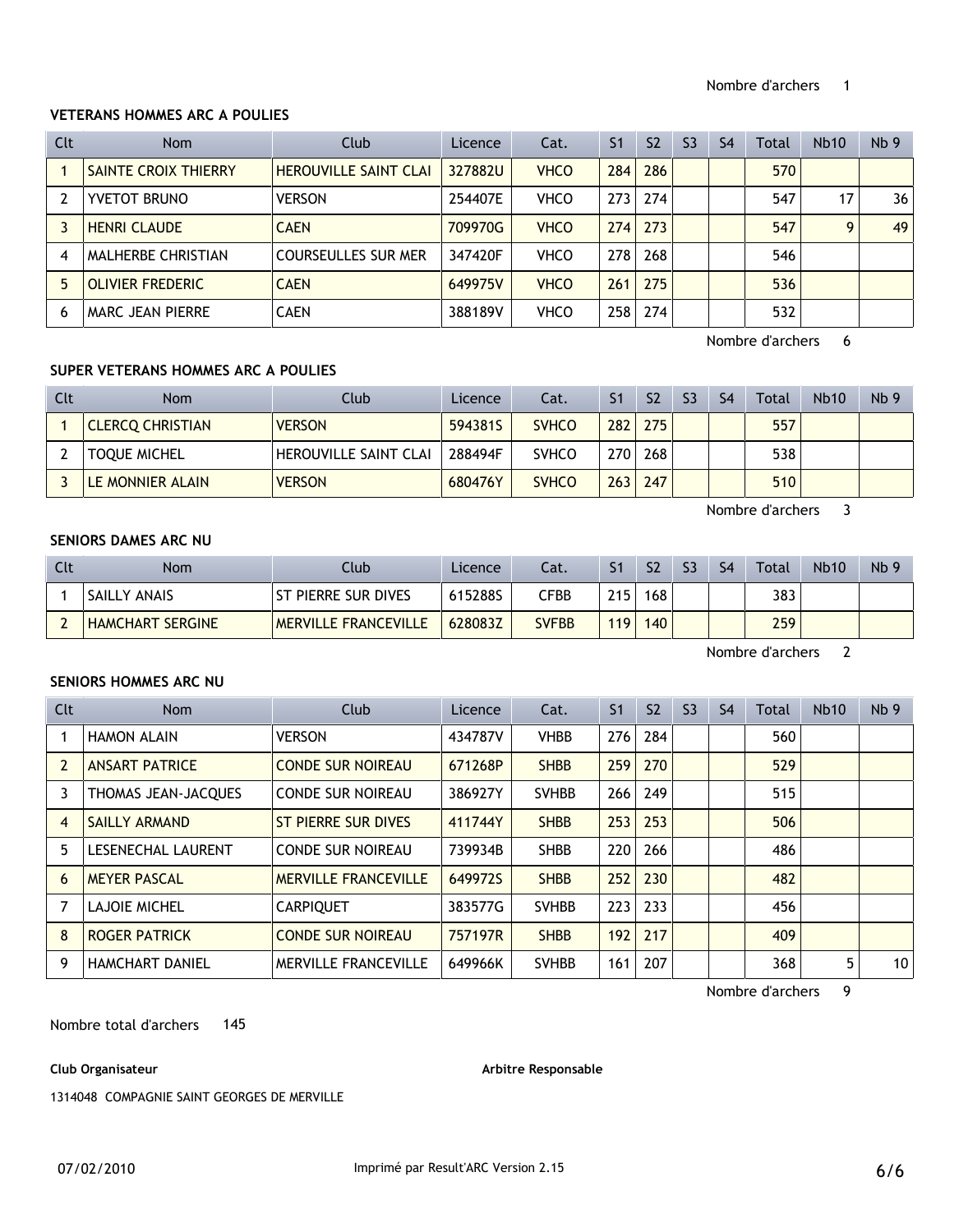Nombre d'archers 1

**VETERANS HOMMES ARC A POULIES**

| Clt | Nom | Club | Licence | Cat. | S1 | S2 | S3 | S4 | Total | Nb10 | Nb 9 |
|---|---|---|---|---|---|---|---|---|---|---|---|
| 1 | SAINTE CROIX THIERRY | HEROUVILLE SAINT CLAI | 327882U | VHCO | 284 | 286 | | | 570 | | |
| 2 | YVETOT BRUNO | VERSON | 254407E | VHCO | 273 | 274 | | | 547 | 17 | 36 |
| 3 | HENRI CLAUDE | CAEN | 709970G | VHCO | 274 | 273 | | | 547 | 9 | 49 |
| 4 | MALHERBE CHRISTIAN | COURSEULLES SUR MER | 347420F | VHCO | 278 | 268 | | | 546 | | |
| 5 | OLIVIER FREDERIC | CAEN | 649975V | VHCO | 261 | 275 | | | 536 | | |
| 6 | MARC JEAN PIERRE | CAEN | 388189V | VHCO | 258 | 274 | | | 532 | | |

Nombre d'archers 6

**SUPER VETERANS HOMMES ARC A POULIES**

| Clt | Nom | Club | Licence | Cat. | S1 | S2 | S3 | S4 | Total | Nb10 | Nb 9 |
|---|---|---|---|---|---|---|---|---|---|---|---|
| 1 | CLERCQ CHRISTIAN | VERSON | 594381S | SVHCO | 282 | 275 | | | 557 | | |
| 2 | TOQUE MICHEL | HEROUVILLE SAINT CLAI | 288494F | SVHCO | 270 | 268 | | | 538 | | |
| 3 | LE MONNIER ALAIN | VERSON | 680476Y | SVHCO | 263 | 247 | | | 510 | | |

Nombre d'archers 3

**SENIORS DAMES ARC NU**

| Clt | Nom | Club | Licence | Cat. | S1 | S2 | S3 | S4 | Total | Nb10 | Nb 9 |
|---|---|---|---|---|---|---|---|---|---|---|---|
| 1 | SAILLY ANAIS | ST PIERRE SUR DIVES | 615288S | CFBB | 215 | 168 | | | 383 | | |
| 2 | HAMCHART SERGINE | MERVILLE FRANCEVILLE | 628083Z | SVFBB | 119 | 140 | | | 259 | | |

Nombre d'archers 2

**SENIORS HOMMES ARC NU**

| Clt | Nom | Club | Licence | Cat. | S1 | S2 | S3 | S4 | Total | Nb10 | Nb 9 |
|---|---|---|---|---|---|---|---|---|---|---|---|
| 1 | HAMON ALAIN | VERSON | 434787V | VHBB | 276 | 284 | | | 560 | | |
| 2 | ANSART PATRICE | CONDE SUR NOIREAU | 671268P | SHBB | 259 | 270 | | | 529 | | |
| 3 | THOMAS JEAN-JACQUES | CONDE SUR NOIREAU | 386927Y | SVHBB | 266 | 249 | | | 515 | | |
| 4 | SAILLY ARMAND | ST PIERRE SUR DIVES | 411744Y | SHBB | 253 | 253 | | | 506 | | |
| 5 | LESENECHAL LAURENT | CONDE SUR NOIREAU | 739934B | SHBB | 220 | 266 | | | 486 | | |
| 6 | MEYER PASCAL | MERVILLE FRANCEVILLE | 649972S | SHBB | 252 | 230 | | | 482 | | |
| 7 | LAJOIE MICHEL | CARPIQUET | 383577G | SVHBB | 223 | 233 | | | 456 | | |
| 8 | ROGER PATRICK | CONDE SUR NOIREAU | 757197R | SHBB | 192 | 217 | | | 409 | | |
| 9 | HAMCHART DANIEL | MERVILLE FRANCEVILLE | 649966K | SVHBB | 161 | 207 | | | 368 | 5 | 10 |

Nombre d'archers 9

Nombre total d'archers 145

**Club Organisateur**

**Arbitre Responsable**

1314048 COMPAGNIE SAINT GEORGES DE MERVILLE

07/02/2010

Imprimé par Result'ARC Version 2.15